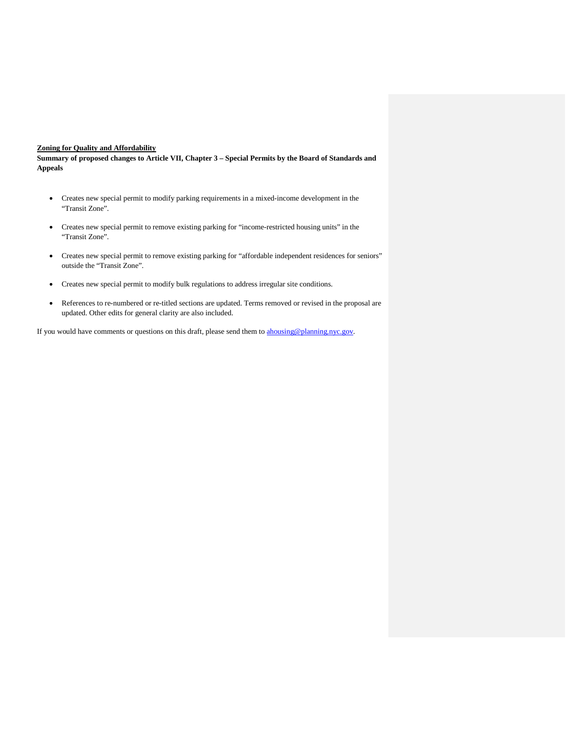**Zoning for Quality and Affordability**

**Summary of proposed changes to Article VII, Chapter 3 – Special Permits by the Board of Standards and Appeals**

- Creates new special permit to modify parking requirements in a mixed-income development in the "Transit Zone".
- Creates new special permit to remove existing parking for "income-restricted housing units" in the "Transit Zone".
- Creates new special permit to remove existing parking for "affordable independent residences for seniors" outside the "Transit Zone".
- Creates new special permit to modify bulk regulations to address irregular site conditions.
- References to re-numbered or re-titled sections are updated. Terms removed or revised in the proposal are updated. Other edits for general clarity are also included.

If you would have comments or questions on this draft, please send them to [ahousing@planning.nyc.gov](mailto:ahousing@planning.nyc.gov).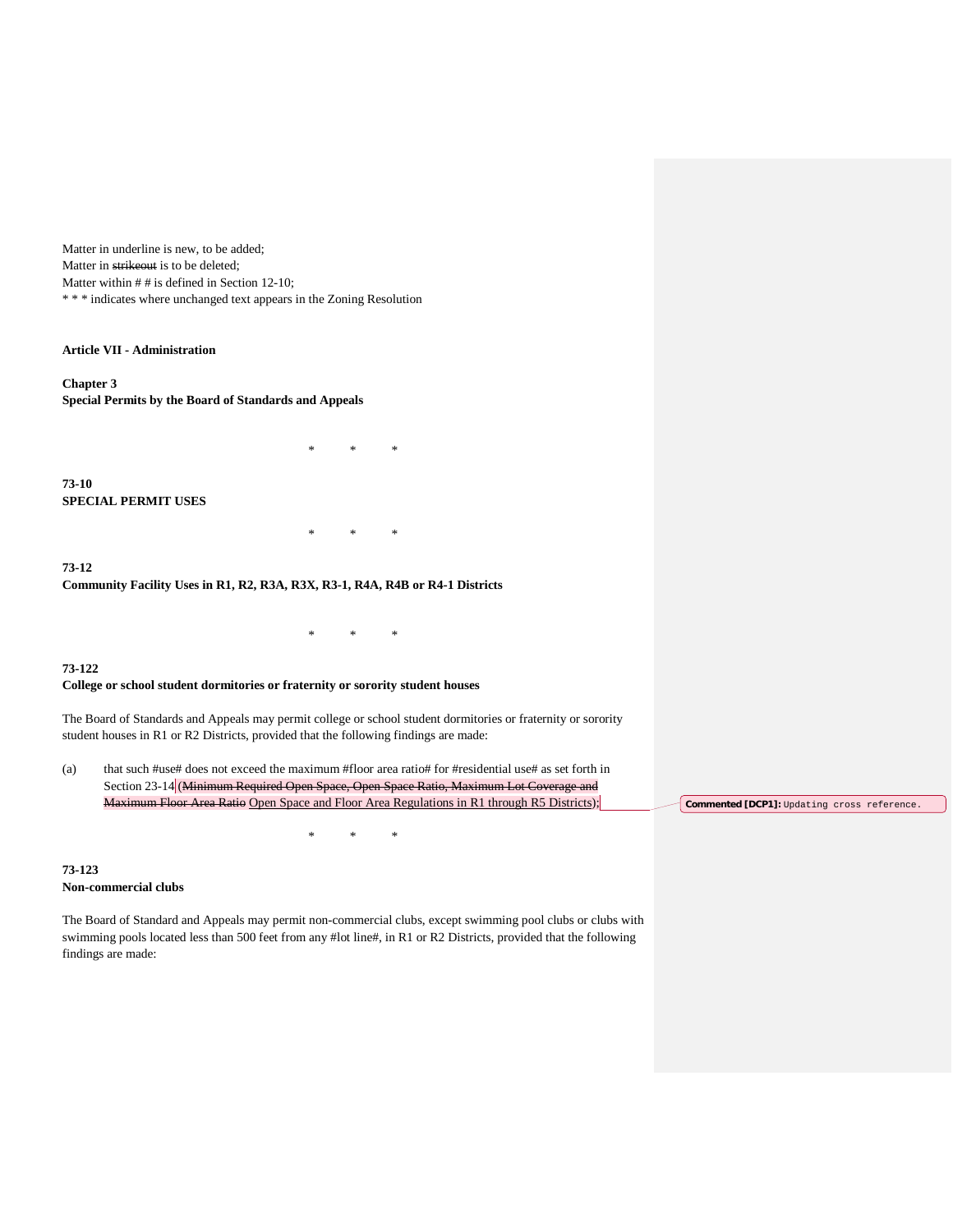Matter in underline is new, to be added;
Matter in ~~strikeout~~ is to be deleted;
Matter within # # is defined in Section 12-10;
* * * indicates where unchanged text appears in the Zoning Resolution

**Article VII - Administration**

**Chapter 3**
**Special Permits by the Board of Standards and Appeals**

\* \* \*

**73-10**
**SPECIAL PERMIT USES**

\* \* \*

**73-12**
**Community Facility Uses in R1, R2, R3A, R3X, R3-1, R4A, R4B or R4-1 Districts**

\* \* \*

**73-122**
**College or school student dormitories or fraternity or sorority student houses**

The Board of Standards and Appeals may permit college or school student dormitories or fraternity or sorority student houses in R1 or R2 Districts, provided that the following findings are made:

(a) that such #use# does not exceed the maximum #floor area ratio# for #residential use# as set forth in Section 23-14 (~~Minimum Required Open Space, Open Space Ratio, Maximum Lot Coverage and Maximum Floor Area Ratio~~ <u>Open Space and Floor Area Regulations in R1 through R5 Districts</u>);

Commented [DCP1]: Updating cross reference.

\* \* \*

**73-123**
**Non-commercial clubs**

The Board of Standard and Appeals may permit non-commercial clubs, except swimming pool clubs or clubs with swimming pools located less than 500 feet from any #lot line#, in R1 or R2 Districts, provided that the following findings are made: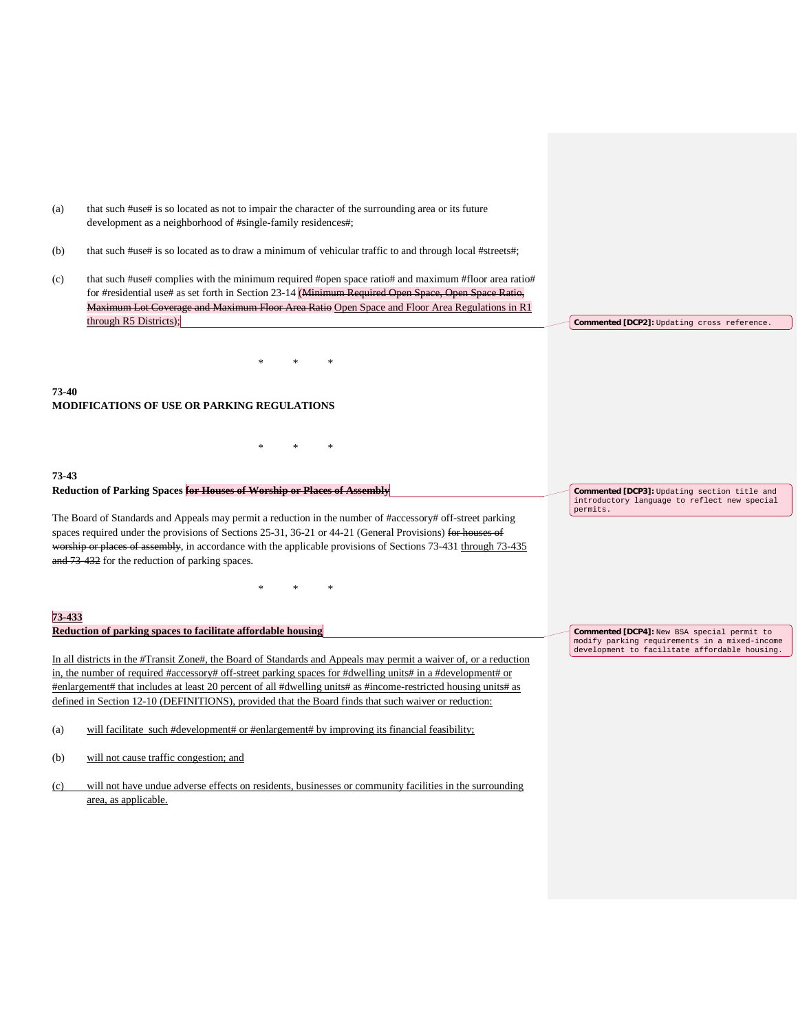(a) that such #use# is so located as not to impair the character of the surrounding area or its future development as a neighborhood of #single-family residences#;

(b) that such #use# is so located as to draw a minimum of vehicular traffic to and through local #streets#;

(c) that such #use# complies with the minimum required #open space ratio# and maximum #floor area ratio# for #residential use# as set forth in Section 23-14 (~~Minimum Required Open Space, Open Space Ratio, Maximum Lot Coverage and Maximum Floor Area Ratio~~ Open Space and Floor Area Regulations in R1 through R5 Districts);

Commented [DCP2]: Updating cross reference.

\*    \*    \*

**73-40**
**MODIFICATIONS OF USE OR PARKING REGULATIONS**

\*    \*    \*

**73-43**
**Reduction of Parking Spaces ~~for Houses of Worship or Places of Assembly~~**

Commented [DCP3]: Updating section title and introductory language to reflect new special permits.

The Board of Standards and Appeals may permit a reduction in the number of #accessory# off-street parking spaces required under the provisions of Sections 25-31, 36-21 or 44-21 (General Provisions) ~~for houses of worship or places of assembly~~, in accordance with the applicable provisions of Sections 73-431 through 73-435 ~~and 73-432~~ for the reduction of parking spaces.

\*    \*    \*

**73-433**
**Reduction of parking spaces to facilitate affordable housing**

Commented [DCP4]: New BSA special permit to modify parking requirements in a mixed-income development to facilitate affordable housing.

In all districts in the #Transit Zone#, the Board of Standards and Appeals may permit a waiver of, or a reduction in, the number of required #accessory# off-street parking spaces for #dwelling units# in a #development# or #enlargement# that includes at least 20 percent of all #dwelling units# as #income-restricted housing units# as defined in Section 12-10 (DEFINITIONS), provided that the Board finds that such waiver or reduction:

(a) will facilitate such #development# or #enlargement# by improving its financial feasibility;

(b) will not cause traffic congestion; and

(c) will not have undue adverse effects on residents, businesses or community facilities in the surrounding area, as applicable.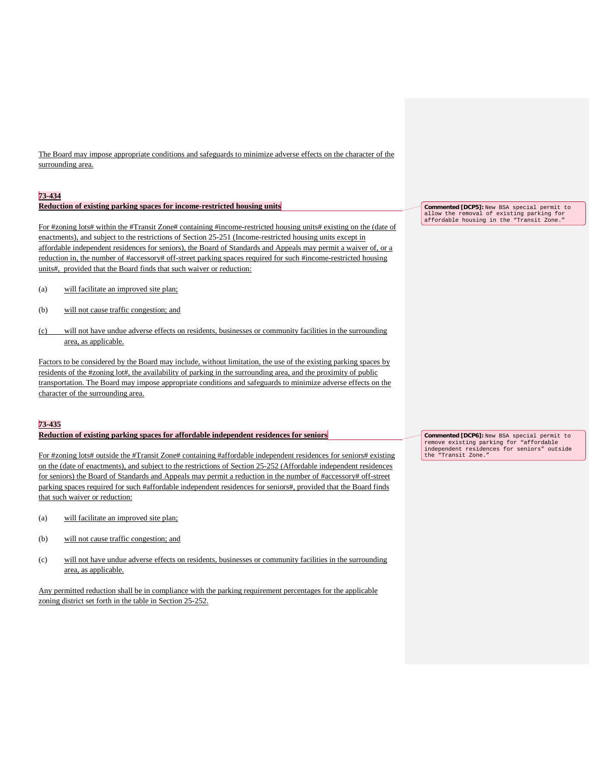The Board may impose appropriate conditions and safeguards to minimize adverse effects on the character of the surrounding area.

**73-434**

**Reduction of existing parking spaces for income-restricted housing units**

For #zoning lots# within the #Transit Zone# containing #income-restricted housing units# existing on the (date of enactments), and subject to the restrictions of Section 25-251 (Income-restricted housing units except in affordable independent residences for seniors), the Board of Standards and Appeals may permit a waiver of, or a reduction in, the number of #accessory# off-street parking spaces required for such #income-restricted housing units#, provided that the Board finds that such waiver or reduction:

(a) will facilitate an improved site plan;

(b) will not cause traffic congestion; and

(c) will not have undue adverse effects on residents, businesses or community facilities in the surrounding area, as applicable.

Factors to be considered by the Board may include, without limitation, the use of the existing parking spaces by residents of the #zoning lot#, the availability of parking in the surrounding area, and the proximity of public transportation. The Board may impose appropriate conditions and safeguards to minimize adverse effects on the character of the surrounding area.

**73-435**

**Reduction of existing parking spaces for affordable independent residences for seniors**

For #zoning lots# outside the #Transit Zone# containing #affordable independent residences for seniors# existing on the (date of enactments), and subject to the restrictions of Section 25-252 (Affordable independent residences for seniors) the Board of Standards and Appeals may permit a reduction in the number of #accessory# off-street parking spaces required for such #affordable independent residences for seniors#, provided that the Board finds that such waiver or reduction:

(a) will facilitate an improved site plan;

(b) will not cause traffic congestion; and

(c) will not have undue adverse effects on residents, businesses or community facilities in the surrounding area, as applicable.

Any permitted reduction shall be in compliance with the parking requirement percentages for the applicable zoning district set forth in the table in Section 25-252.

**Commented [DCP5]:** New BSA special permit to allow the removal of existing parking for affordable housing in the "Transit Zone."

**Commented [DCP6]:** New BSA special permit to remove existing parking for "affordable independent residences for seniors" outside the "Transit Zone."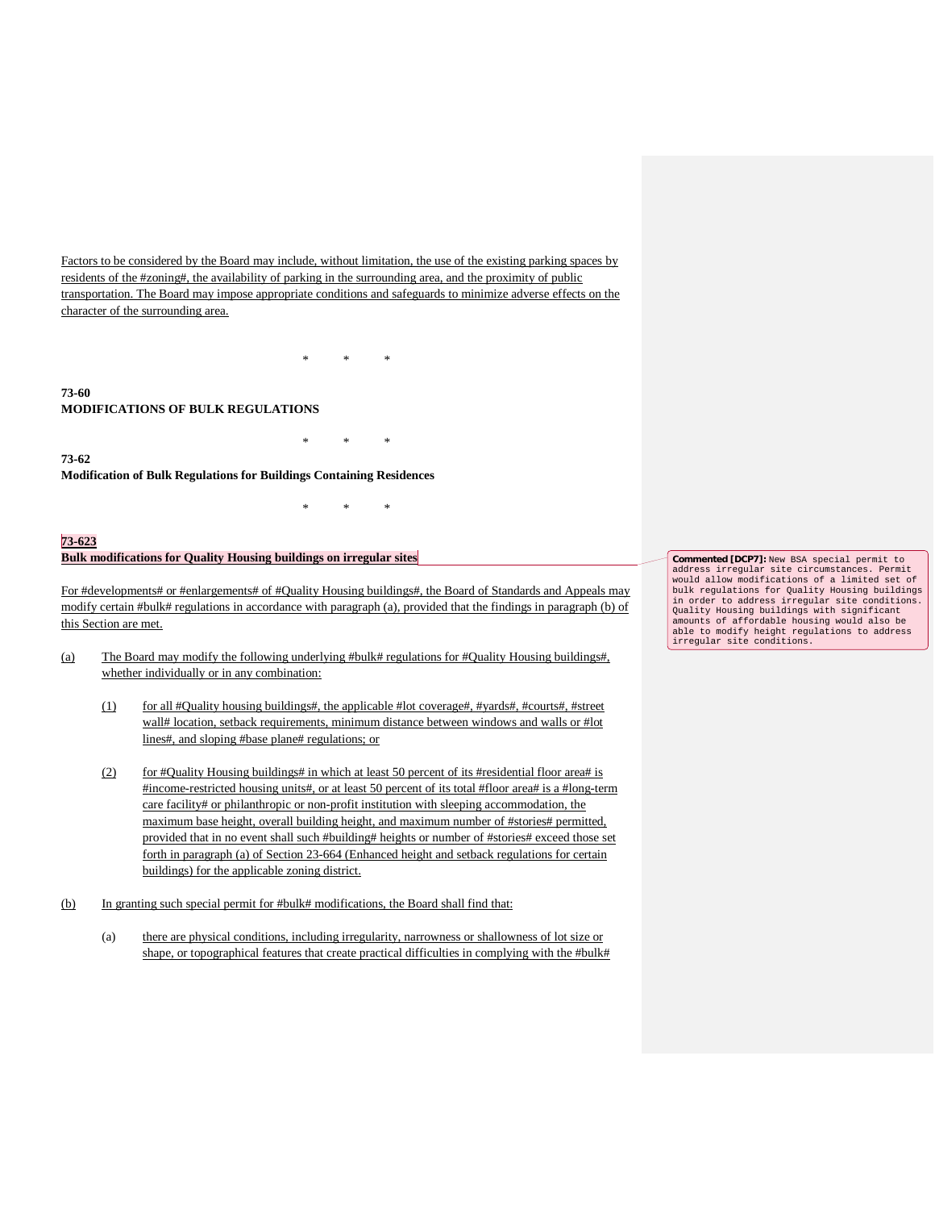Factors to be considered by the Board may include, without limitation, the use of the existing parking spaces by residents of the #zoning#, the availability of parking in the surrounding area, and the proximity of public transportation. The Board may impose appropriate conditions and safeguards to minimize adverse effects on the character of the surrounding area.

\* \* \*

**73-60**
**MODIFICATIONS OF BULK REGULATIONS**

\* \* \*

**73-62**
**Modification of Bulk Regulations for Buildings Containing Residences**

\* \* \*

**73-623**
**Bulk modifications for Quality Housing buildings on irregular sites**

> **Commented [DCP7]:** New BSA special permit to address irregular site circumstances. Permit would allow modifications of a limited set of bulk regulations for Quality Housing buildings in order to address irregular site conditions. Quality Housing buildings with significant amounts of affordable housing would also be able to modify height regulations to address irregular site conditions.

For #developments# or #enlargements# of #Quality Housing buildings#, the Board of Standards and Appeals may modify certain #bulk# regulations in accordance with paragraph (a), provided that the findings in paragraph (b) of this Section are met.

(a) The Board may modify the following underlying #bulk# regulations for #Quality Housing buildings#, whether individually or in any combination:

  (1) for all #Quality housing buildings#, the applicable #lot coverage#, #yards#, #courts#, #street wall# location, setback requirements, minimum distance between windows and walls or #lot lines#, and sloping #base plane# regulations; or

  (2) for #Quality Housing buildings# in which at least 50 percent of its #residential floor area# is #income-restricted housing units#, or at least 50 percent of its total #floor area# is a #long-term care facility# or philanthropic or non-profit institution with sleeping accommodation, the maximum base height, overall building height, and maximum number of #stories# permitted, provided that in no event shall such #building# heights or number of #stories# exceed those set forth in paragraph (a) of Section 23-664 (Enhanced height and setback regulations for certain buildings) for the applicable zoning district.

(b) In granting such special permit for #bulk# modifications, the Board shall find that:

  (a) there are physical conditions, including irregularity, narrowness or shallowness of lot size or shape, or topographical features that create practical difficulties in complying with the #bulk#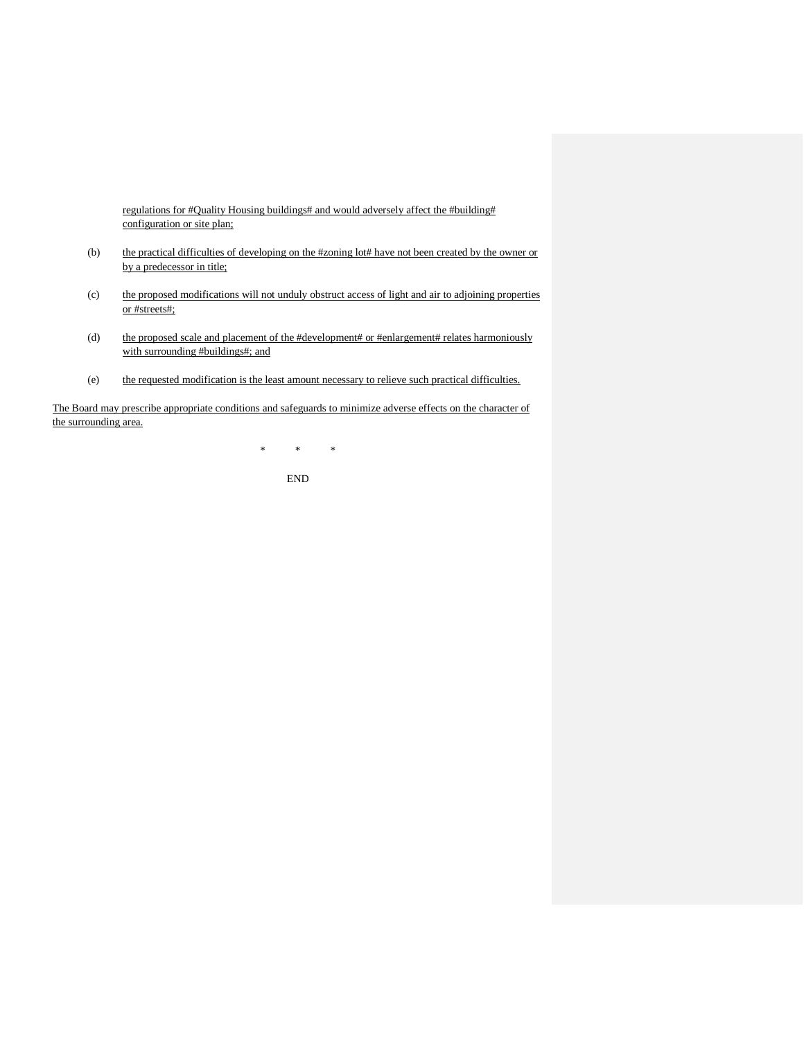regulations for #Quality Housing buildings# and would adversely affect the #building# configuration or site plan;

(b) the practical difficulties of developing on the #zoning lot# have not been created by the owner or by a predecessor in title;

(c) the proposed modifications will not unduly obstruct access of light and air to adjoining properties or #streets#;

(d) the proposed scale and placement of the #development# or #enlargement# relates harmoniously with surrounding #buildings#; and

(e) the requested modification is the least amount necessary to relieve such practical difficulties.

The Board may prescribe appropriate conditions and safeguards to minimize adverse effects on the character of the surrounding area.

\* \* \*

END